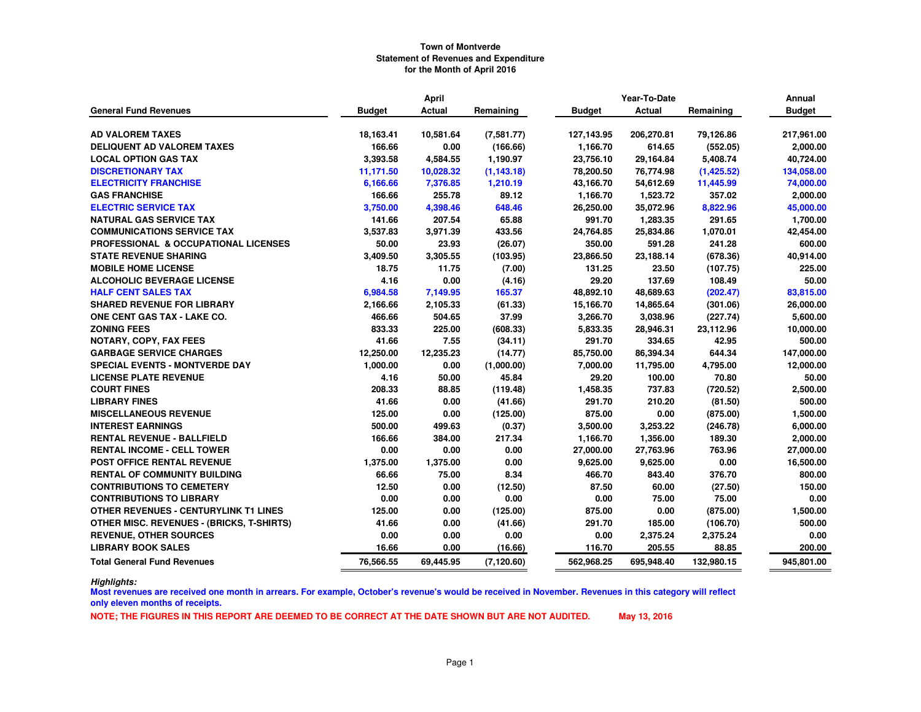**Town of Montverde**
**Statement of Revenues and Expenditure**
**for the Month of April 2016**

| General Fund Revenues | April Budget | April Actual | April Remaining | Year-To-Date Budget | Year-To-Date Actual | Year-To-Date Remaining | Annual Budget |
|---|---|---|---|---|---|---|---|
| AD VALOREM TAXES | 18,163.41 | 10,581.64 | (7,581.77) | 127,143.95 | 206,270.81 | 79,126.86 | 217,961.00 |
| DELIQUENT AD VALOREM TAXES | 166.66 | 0.00 | (166.66) | 1,166.70 | 614.65 | (552.05) | 2,000.00 |
| LOCAL OPTION GAS TAX | 3,393.58 | 4,584.55 | 1,190.97 | 23,756.10 | 29,164.84 | 5,408.74 | 40,724.00 |
| DISCRETIONARY TAX | 11,171.50 | 10,028.32 | (1,143.18) | 78,200.50 | 76,774.98 | (1,425.52) | 134,058.00 |
| ELECTRICITY FRANCHISE | 6,166.66 | 7,376.85 | 1,210.19 | 43,166.70 | 54,612.69 | 11,445.99 | 74,000.00 |
| GAS FRANCHISE | 166.66 | 255.78 | 89.12 | 1,166.70 | 1,523.72 | 357.02 | 2,000.00 |
| ELECTRIC SERVICE TAX | 3,750.00 | 4,398.46 | 648.46 | 26,250.00 | 35,072.96 | 8,822.96 | 45,000.00 |
| NATURAL GAS SERVICE TAX | 141.66 | 207.54 | 65.88 | 991.70 | 1,283.35 | 291.65 | 1,700.00 |
| COMMUNICATIONS SERVICE TAX | 3,537.83 | 3,971.39 | 433.56 | 24,764.85 | 25,834.86 | 1,070.01 | 42,454.00 |
| PROFESSIONAL & OCCUPATIONAL LICENSES | 50.00 | 23.93 | (26.07) | 350.00 | 591.28 | 241.28 | 600.00 |
| STATE REVENUE SHARING | 3,409.50 | 3,305.55 | (103.95) | 23,866.50 | 23,188.14 | (678.36) | 40,914.00 |
| MOBILE HOME LICENSE | 18.75 | 11.75 | (7.00) | 131.25 | 23.50 | (107.75) | 225.00 |
| ALCOHOLIC BEVERAGE LICENSE | 4.16 | 0.00 | (4.16) | 29.20 | 137.69 | 108.49 | 50.00 |
| HALF CENT SALES TAX | 6,984.58 | 7,149.95 | 165.37 | 48,892.10 | 48,689.63 | (202.47) | 83,815.00 |
| SHARED REVENUE FOR LIBRARY | 2,166.66 | 2,105.33 | (61.33) | 15,166.70 | 14,865.64 | (301.06) | 26,000.00 |
| ONE CENT GAS TAX - LAKE CO. | 466.66 | 504.65 | 37.99 | 3,266.70 | 3,038.96 | (227.74) | 5,600.00 |
| ZONING FEES | 833.33 | 225.00 | (608.33) | 5,833.35 | 28,946.31 | 23,112.96 | 10,000.00 |
| NOTARY, COPY, FAX FEES | 41.66 | 7.55 | (34.11) | 291.70 | 334.65 | 42.95 | 500.00 |
| GARBAGE SERVICE CHARGES | 12,250.00 | 12,235.23 | (14.77) | 85,750.00 | 86,394.34 | 644.34 | 147,000.00 |
| SPECIAL EVENTS - MONTVERDE DAY | 1,000.00 | 0.00 | (1,000.00) | 7,000.00 | 11,795.00 | 4,795.00 | 12,000.00 |
| LICENSE PLATE REVENUE | 4.16 | 50.00 | 45.84 | 29.20 | 100.00 | 70.80 | 50.00 |
| COURT FINES | 208.33 | 88.85 | (119.48) | 1,458.35 | 737.83 | (720.52) | 2,500.00 |
| LIBRARY FINES | 41.66 | 0.00 | (41.66) | 291.70 | 210.20 | (81.50) | 500.00 |
| MISCELLANEOUS REVENUE | 125.00 | 0.00 | (125.00) | 875.00 | 0.00 | (875.00) | 1,500.00 |
| INTEREST EARNINGS | 500.00 | 499.63 | (0.37) | 3,500.00 | 3,253.22 | (246.78) | 6,000.00 |
| RENTAL REVENUE - BALLFIELD | 166.66 | 384.00 | 217.34 | 1,166.70 | 1,356.00 | 189.30 | 2,000.00 |
| RENTAL INCOME - CELL TOWER | 0.00 | 0.00 | 0.00 | 27,000.00 | 27,763.96 | 763.96 | 27,000.00 |
| POST OFFICE RENTAL REVENUE | 1,375.00 | 1,375.00 | 0.00 | 9,625.00 | 9,625.00 | 0.00 | 16,500.00 |
| RENTAL OF COMMUNITY BUILDING | 66.66 | 75.00 | 8.34 | 466.70 | 843.40 | 376.70 | 800.00 |
| CONTRIBUTIONS TO CEMETERY | 12.50 | 0.00 | (12.50) | 87.50 | 60.00 | (27.50) | 150.00 |
| CONTRIBUTIONS TO LIBRARY | 0.00 | 0.00 | 0.00 | 0.00 | 75.00 | 75.00 | 0.00 |
| OTHER REVENUES - CENTURYLINK T1 LINES | 125.00 | 0.00 | (125.00) | 875.00 | 0.00 | (875.00) | 1,500.00 |
| OTHER MISC. REVENUES - (BRICKS, T-SHIRTS) | 41.66 | 0.00 | (41.66) | 291.70 | 185.00 | (106.70) | 500.00 |
| REVENUE, OTHER SOURCES | 0.00 | 0.00 | 0.00 | 0.00 | 2,375.24 | 2,375.24 | 0.00 |
| LIBRARY BOOK SALES | 16.66 | 0.00 | (16.66) | 116.70 | 205.55 | 88.85 | 200.00 |
| **Total General Fund Revenues** | **76,566.55** | **69,445.95** | **(7,120.60)** | **562,968.25** | **695,948.40** | **132,980.15** | **945,801.00** |

***Highlights:***

**Most revenues are received one month in arrears. For example, October's revenue's would be received in November. Revenues in this category will reflect only eleven months of receipts.**

**NOTE; THE FIGURES IN THIS REPORT ARE DEEMED TO BE CORRECT AT THE DATE SHOWN BUT ARE NOT AUDITED. May 13, 2016**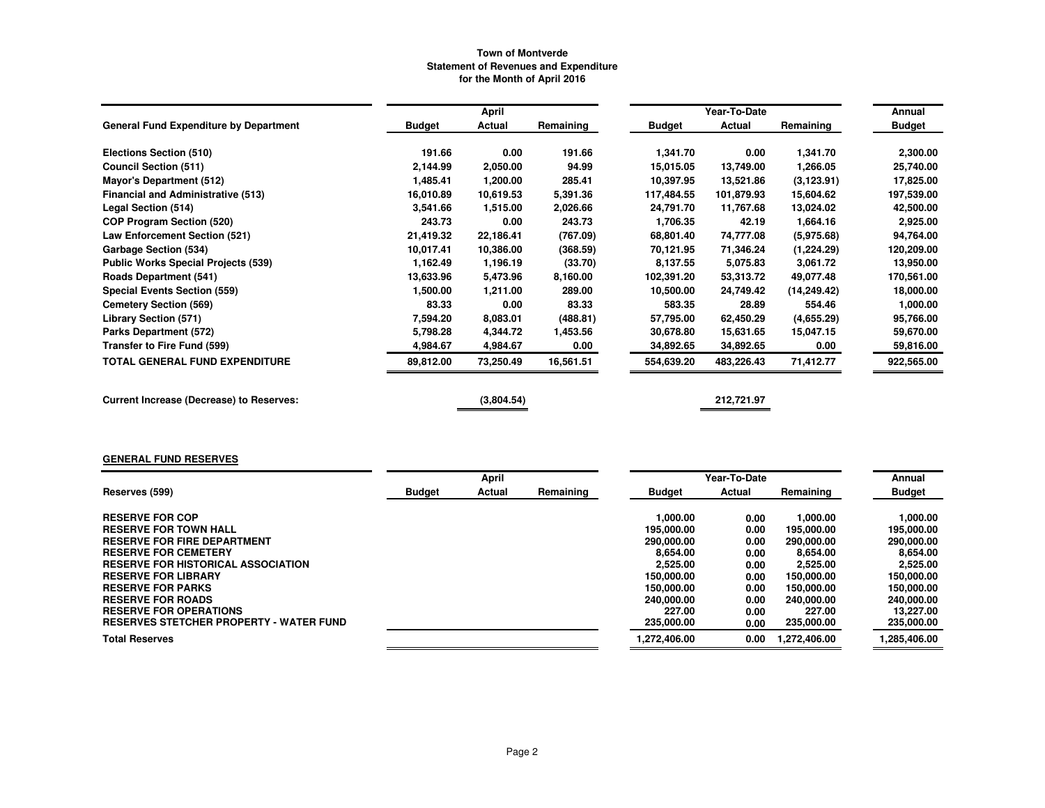**Town of Montverde**
**Statement of Revenues and Expenditure**
**for the Month of April 2016**

| General Fund Expenditure by Department | April | | | Year-To-Date | | | Annual |
|---|---|---|---|---|---|---|---|
| | Budget | Actual | Remaining | Budget | Actual | Remaining | Budget |
| Elections Section (510) | 191.66 | 0.00 | 191.66 | 1,341.70 | 0.00 | 1,341.70 | 2,300.00 |
| Council Section (511) | 2,144.99 | 2,050.00 | 94.99 | 15,015.05 | 13,749.00 | 1,266.05 | 25,740.00 |
| Mayor's Department (512) | 1,485.41 | 1,200.00 | 285.41 | 10,397.95 | 13,521.86 | (3,123.91) | 17,825.00 |
| Financial and Administrative (513) | 16,010.89 | 10,619.53 | 5,391.36 | 117,484.55 | 101,879.93 | 15,604.62 | 197,539.00 |
| Legal Section (514) | 3,541.66 | 1,515.00 | 2,026.66 | 24,791.70 | 11,767.68 | 13,024.02 | 42,500.00 |
| COP Program Section (520) | 243.73 | 0.00 | 243.73 | 1,706.35 | 42.19 | 1,664.16 | 2,925.00 |
| Law Enforcement Section (521) | 21,419.32 | 22,186.41 | (767.09) | 68,801.40 | 74,777.08 | (5,975.68) | 94,764.00 |
| Garbage Section (534) | 10,017.41 | 10,386.00 | (368.59) | 70,121.95 | 71,346.24 | (1,224.29) | 120,209.00 |
| Public Works Special Projects (539) | 1,162.49 | 1,196.19 | (33.70) | 8,137.55 | 5,075.83 | 3,061.72 | 13,950.00 |
| Roads Department (541) | 13,633.96 | 5,473.96 | 8,160.00 | 102,391.20 | 53,313.72 | 49,077.48 | 170,561.00 |
| Special Events Section (559) | 1,500.00 | 1,211.00 | 289.00 | 10,500.00 | 24,749.42 | (14,249.42) | 18,000.00 |
| Cemetery Section (569) | 83.33 | 0.00 | 83.33 | 583.35 | 28.89 | 554.46 | 1,000.00 |
| Library Section (571) | 7,594.20 | 8,083.01 | (488.81) | 57,795.00 | 62,450.29 | (4,655.29) | 95,766.00 |
| Parks Department (572) | 5,798.28 | 4,344.72 | 1,453.56 | 30,678.80 | 15,631.65 | 15,047.15 | 59,670.00 |
| Transfer to Fire Fund (599) | 4,984.67 | 4,984.67 | 0.00 | 34,892.65 | 34,892.65 | 0.00 | 59,816.00 |
| **TOTAL GENERAL FUND EXPENDITURE** | **89,812.00** | **73,250.49** | **16,561.51** | **554,639.20** | **483,226.43** | **71,412.77** | **922,565.00** |
| | | | | | | | |
| **Current Increase (Decrease) to Reserves:** | | (3,804.54) | | | 212,721.97 | | |

**GENERAL FUND RESERVES**

| Reserves (599) | April | | | Year-To-Date | | | Annual |
|---|---|---|---|---|---|---|---|
| | Budget | Actual | Remaining | Budget | Actual | Remaining | Budget |
| RESERVE FOR COP | | | | 1,000.00 | 0.00 | 1,000.00 | 1,000.00 |
| RESERVE FOR TOWN HALL | | | | 195,000.00 | 0.00 | 195,000.00 | 195,000.00 |
| RESERVE FOR FIRE DEPARTMENT | | | | 290,000.00 | 0.00 | 290,000.00 | 290,000.00 |
| RESERVE FOR CEMETERY | | | | 8,654.00 | 0.00 | 8,654.00 | 8,654.00 |
| RESERVE FOR HISTORICAL ASSOCIATION | | | | 2,525.00 | 0.00 | 2,525.00 | 2,525.00 |
| RESERVE FOR LIBRARY | | | | 150,000.00 | 0.00 | 150,000.00 | 150,000.00 |
| RESERVE FOR PARKS | | | | 150,000.00 | 0.00 | 150,000.00 | 150,000.00 |
| RESERVE FOR ROADS | | | | 240,000.00 | 0.00 | 240,000.00 | 240,000.00 |
| RESERVE FOR OPERATIONS | | | | 227.00 | 0.00 | 227.00 | 13,227.00 |
| RESERVES STETCHER PROPERTY - WATER FUND | | | | 235,000.00 | 0.00 | 235,000.00 | 235,000.00 |
| **Total Reserves** | | | | **1,272,406.00** | **0.00** | **1,272,406.00** | **1,285,406.00** |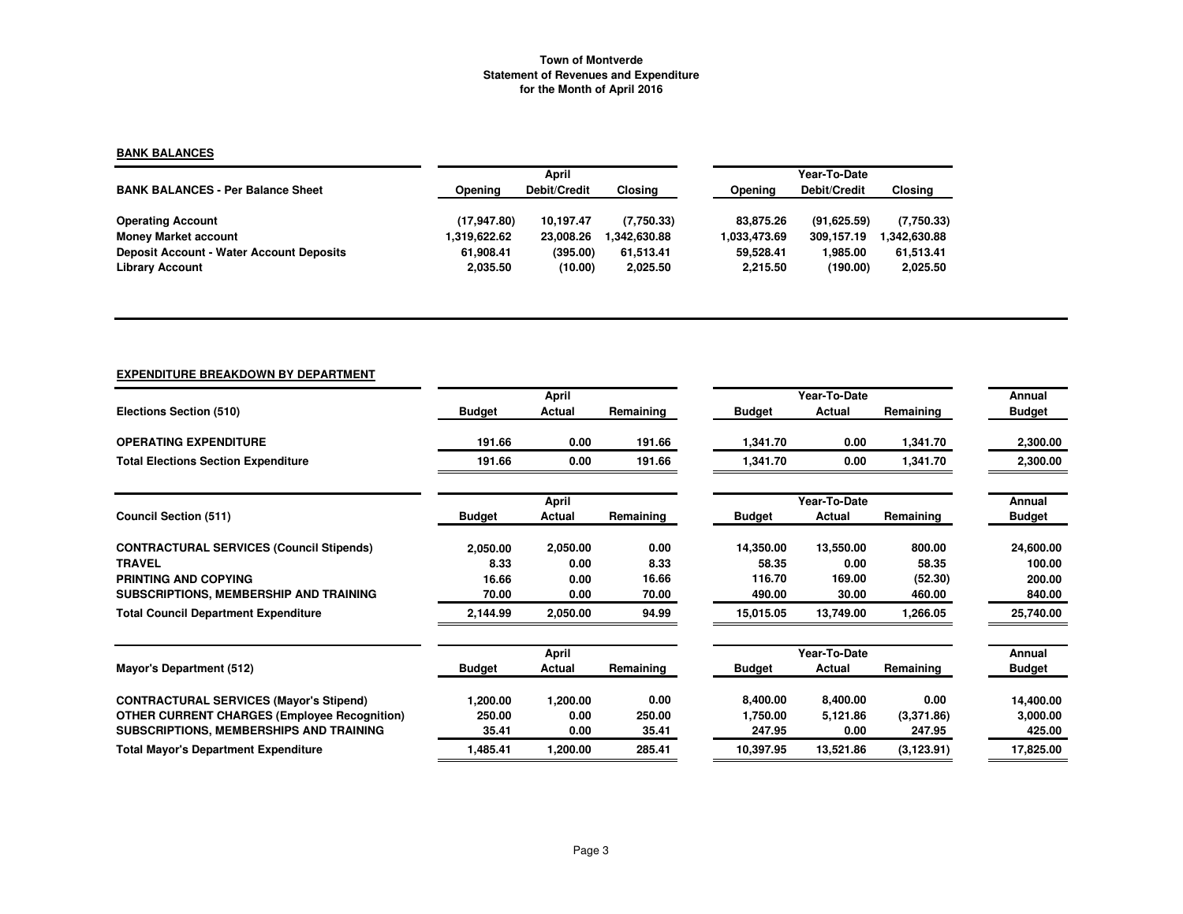**Town of Montverde**
**Statement of Revenues and Expenditure**
**for the Month of April 2016**

## BANK BALANCES

| BANK BALANCES - Per Balance Sheet | April | | | Year-To-Date | | |
|---|---|---|---|---|---|---|
| | Opening | Debit/Credit | Closing | Opening | Debit/Credit | Closing |
| Operating Account | (17,947.80) | 10,197.47 | (7,750.33) | 83,875.26 | (91,625.59) | (7,750.33) |
| Money Market account | 1,319,622.62 | 23,008.26 | 1,342,630.88 | 1,033,473.69 | 309,157.19 | 1,342,630.88 |
| Deposit Account - Water Account Deposits | 61,908.41 | (395.00) | 61,513.41 | 59,528.41 | 1,985.00 | 61,513.41 |
| Library Account | 2,035.50 | (10.00) | 2,025.50 | 2,215.50 | (190.00) | 2,025.50 |

## EXPENDITURE BREAKDOWN BY DEPARTMENT

| Elections Section (510) | April | | | Year-To-Date | | | Annual |
|---|---|---|---|---|---|---|---|
| | Budget | Actual | Remaining | Budget | Actual | Remaining | Budget |
| OPERATING EXPENDITURE | 191.66 | 0.00 | 191.66 | 1,341.70 | 0.00 | 1,341.70 | 2,300.00 |
| Total Elections Section Expenditure | 191.66 | 0.00 | 191.66 | 1,341.70 | 0.00 | 1,341.70 | 2,300.00 |

| Council Section (511) | April | | | Year-To-Date | | | Annual |
|---|---|---|---|---|---|---|---|
| | Budget | Actual | Remaining | Budget | Actual | Remaining | Budget |
| CONTRACTURAL SERVICES (Council Stipends) | 2,050.00 | 2,050.00 | 0.00 | 14,350.00 | 13,550.00 | 800.00 | 24,600.00 |
| TRAVEL | 8.33 | 0.00 | 8.33 | 58.35 | 0.00 | 58.35 | 100.00 |
| PRINTING AND COPYING | 16.66 | 0.00 | 16.66 | 116.70 | 169.00 | (52.30) | 200.00 |
| SUBSCRIPTIONS, MEMBERSHIP AND TRAINING | 70.00 | 0.00 | 70.00 | 490.00 | 30.00 | 460.00 | 840.00 |
| Total Council Department Expenditure | 2,144.99 | 2,050.00 | 94.99 | 15,015.05 | 13,749.00 | 1,266.05 | 25,740.00 |

| Mayor's Department (512) | April | | | Year-To-Date | | | Annual |
|---|---|---|---|---|---|---|---|
| | Budget | Actual | Remaining | Budget | Actual | Remaining | Budget |
| CONTRACTURAL SERVICES (Mayor's Stipend) | 1,200.00 | 1,200.00 | 0.00 | 8,400.00 | 8,400.00 | 0.00 | 14,400.00 |
| OTHER CURRENT CHARGES (Employee Recognition) | 250.00 | 0.00 | 250.00 | 1,750.00 | 5,121.86 | (3,371.86) | 3,000.00 |
| SUBSCRIPTIONS, MEMBERSHIPS AND TRAINING | 35.41 | 0.00 | 35.41 | 247.95 | 0.00 | 247.95 | 425.00 |
| Total Mayor's Department Expenditure | 1,485.41 | 1,200.00 | 285.41 | 10,397.95 | 13,521.86 | (3,123.91) | 17,825.00 |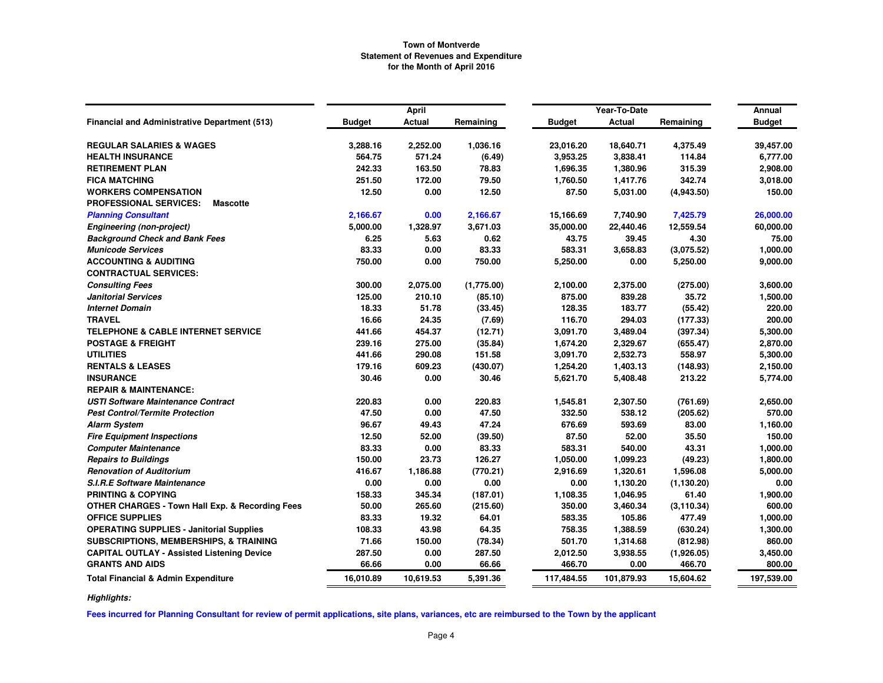**Town of Montverde**
**Statement of Revenues and Expenditure**
**for the Month of April 2016**

| Financial and Administrative Department (513) | April Budget | April Actual | April Remaining | Year-To-Date Budget | Year-To-Date Actual | Year-To-Date Remaining | Annual Budget |
|---|---|---|---|---|---|---|---|
| **REGULAR SALARIES & WAGES** | 3,288.16 | 2,252.00 | 1,036.16 | 23,016.20 | 18,640.71 | 4,375.49 | 39,457.00 |
| **HEALTH INSURANCE** | 564.75 | 571.24 | (6.49) | 3,953.25 | 3,838.41 | 114.84 | 6,777.00 |
| **RETIREMENT PLAN** | 242.33 | 163.50 | 78.83 | 1,696.35 | 1,380.96 | 315.39 | 2,908.00 |
| **FICA MATCHING** | 251.50 | 172.00 | 79.50 | 1,760.50 | 1,417.76 | 342.74 | 3,018.00 |
| **WORKERS COMPENSATION** | 12.50 | 0.00 | 12.50 | 87.50 | 5,031.00 | (4,943.50) | 150.00 |
| **PROFESSIONAL SERVICES: Mascotte** | | | | | | | |
| ***Planning Consultant*** | 2,166.67 | 0.00 | 2,166.67 | 15,166.69 | 7,740.90 | 7,425.79 | 26,000.00 |
| ***Engineering (non-project)*** | 5,000.00 | 1,328.97 | 3,671.03 | 35,000.00 | 22,440.46 | 12,559.54 | 60,000.00 |
| ***Background Check and Bank Fees*** | 6.25 | 5.63 | 0.62 | 43.75 | 39.45 | 4.30 | 75.00 |
| ***Municode Services*** | 83.33 | 0.00 | 83.33 | 583.31 | 3,658.83 | (3,075.52) | 1,000.00 |
| **ACCOUNTING & AUDITING** | 750.00 | 0.00 | 750.00 | 5,250.00 | 0.00 | 5,250.00 | 9,000.00 |
| **CONTRACTUAL SERVICES:** | | | | | | | |
| ***Consulting Fees*** | 300.00 | 2,075.00 | (1,775.00) | 2,100.00 | 2,375.00 | (275.00) | 3,600.00 |
| ***Janitorial Services*** | 125.00 | 210.10 | (85.10) | 875.00 | 839.28 | 35.72 | 1,500.00 |
| ***Internet Domain*** | 18.33 | 51.78 | (33.45) | 128.35 | 183.77 | (55.42) | 220.00 |
| **TRAVEL** | 16.66 | 24.35 | (7.69) | 116.70 | 294.03 | (177.33) | 200.00 |
| **TELEPHONE & CABLE INTERNET SERVICE** | 441.66 | 454.37 | (12.71) | 3,091.70 | 3,489.04 | (397.34) | 5,300.00 |
| **POSTAGE & FREIGHT** | 239.16 | 275.00 | (35.84) | 1,674.20 | 2,329.67 | (655.47) | 2,870.00 |
| **UTILITIES** | 441.66 | 290.08 | 151.58 | 3,091.70 | 2,532.73 | 558.97 | 5,300.00 |
| **RENTALS & LEASES** | 179.16 | 609.23 | (430.07) | 1,254.20 | 1,403.13 | (148.93) | 2,150.00 |
| **INSURANCE** | 30.46 | 0.00 | 30.46 | 5,621.70 | 5,408.48 | 213.22 | 5,774.00 |
| **REPAIR & MAINTENANCE:** | | | | | | | |
| ***USTI Software Maintenance Contract*** | 220.83 | 0.00 | 220.83 | 1,545.81 | 2,307.50 | (761.69) | 2,650.00 |
| ***Pest Control/Termite Protection*** | 47.50 | 0.00 | 47.50 | 332.50 | 538.12 | (205.62) | 570.00 |
| ***Alarm System*** | 96.67 | 49.43 | 47.24 | 676.69 | 593.69 | 83.00 | 1,160.00 |
| ***Fire Equipment Inspections*** | 12.50 | 52.00 | (39.50) | 87.50 | 52.00 | 35.50 | 150.00 |
| ***Computer Maintenance*** | 83.33 | 0.00 | 83.33 | 583.31 | 540.00 | 43.31 | 1,000.00 |
| ***Repairs to Buildings*** | 150.00 | 23.73 | 126.27 | 1,050.00 | 1,099.23 | (49.23) | 1,800.00 |
| ***Renovation of Auditorium*** | 416.67 | 1,186.88 | (770.21) | 2,916.69 | 1,320.61 | 1,596.08 | 5,000.00 |
| ***S.I.R.E Software Maintenance*** | 0.00 | 0.00 | 0.00 | 0.00 | 1,130.20 | (1,130.20) | 0.00 |
| **PRINTING & COPYING** | 158.33 | 345.34 | (187.01) | 1,108.35 | 1,046.95 | 61.40 | 1,900.00 |
| **OTHER CHARGES - Town Hall Exp. & Recording Fees** | 50.00 | 265.60 | (215.60) | 350.00 | 3,460.34 | (3,110.34) | 600.00 |
| **OFFICE SUPPLIES** | 83.33 | 19.32 | 64.01 | 583.35 | 105.86 | 477.49 | 1,000.00 |
| **OPERATING SUPPLIES - Janitorial Supplies** | 108.33 | 43.98 | 64.35 | 758.35 | 1,388.59 | (630.24) | 1,300.00 |
| **SUBSCRIPTIONS, MEMBERSHIPS, & TRAINING** | 71.66 | 150.00 | (78.34) | 501.70 | 1,314.68 | (812.98) | 860.00 |
| **CAPITAL OUTLAY - Assisted Listening Device** | 287.50 | 0.00 | 287.50 | 2,012.50 | 3,938.55 | (1,926.05) | 3,450.00 |
| **GRANTS AND AIDS** | 66.66 | 0.00 | 66.66 | 466.70 | 0.00 | 466.70 | 800.00 |
| **Total Financial & Admin Expenditure** | 16,010.89 | 10,619.53 | 5,391.36 | 117,484.55 | 101,879.93 | 15,604.62 | 197,539.00 |

***Highlights:***

**Fees incurred for Planning Consultant for review of permit applications, site plans, variances, etc are reimbursed to the Town by the applicant**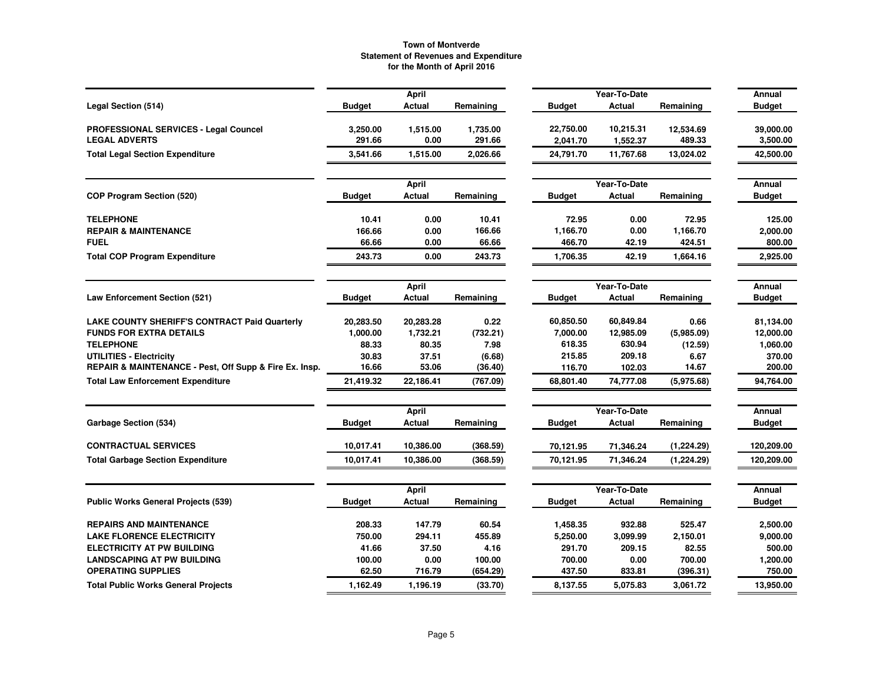# Town of Montverde
## Statement of Revenues and Expenditure
### for the Month of April 2016

| Legal Section (514) | April Budget | April Actual | April Remaining | Year-To-Date Budget | Year-To-Date Actual | Year-To-Date Remaining | Annual Budget |
|---|---|---|---|---|---|---|---|
| PROFESSIONAL SERVICES - Legal Councel | 3,250.00 | 1,515.00 | 1,735.00 | 22,750.00 | 10,215.31 | 12,534.69 | 39,000.00 |
| LEGAL ADVERTS | 291.66 | 0.00 | 291.66 | 2,041.70 | 1,552.37 | 489.33 | 3,500.00 |
| **Total Legal Section Expenditure** | 3,541.66 | 1,515.00 | 2,026.66 | 24,791.70 | 11,767.68 | 13,024.02 | 42,500.00 |

| COP Program Section (520) | April Budget | April Actual | April Remaining | Year-To-Date Budget | Year-To-Date Actual | Year-To-Date Remaining | Annual Budget |
|---|---|---|---|---|---|---|---|
| TELEPHONE | 10.41 | 0.00 | 10.41 | 72.95 | 0.00 | 72.95 | 125.00 |
| REPAIR & MAINTENANCE | 166.66 | 0.00 | 166.66 | 1,166.70 | 0.00 | 1,166.70 | 2,000.00 |
| FUEL | 66.66 | 0.00 | 66.66 | 466.70 | 42.19 | 424.51 | 800.00 |
| **Total COP Program Expenditure** | 243.73 | 0.00 | 243.73 | 1,706.35 | 42.19 | 1,664.16 | 2,925.00 |

| Law Enforcement Section (521) | April Budget | April Actual | April Remaining | Year-To-Date Budget | Year-To-Date Actual | Year-To-Date Remaining | Annual Budget |
|---|---|---|---|---|---|---|---|
| LAKE COUNTY SHERIFF'S CONTRACT Paid Quarterly | 20,283.50 | 20,283.28 | 0.22 | 60,850.50 | 60,849.84 | 0.66 | 81,134.00 |
| FUNDS FOR EXTRA DETAILS | 1,000.00 | 1,732.21 | (732.21) | 7,000.00 | 12,985.09 | (5,985.09) | 12,000.00 |
| TELEPHONE | 88.33 | 80.35 | 7.98 | 618.35 | 630.94 | (12.59) | 1,060.00 |
| UTILITIES - Electricity | 30.83 | 37.51 | (6.68) | 215.85 | 209.18 | 6.67 | 370.00 |
| REPAIR & MAINTENANCE - Pest, Off Supp & Fire Ex. Insp. | 16.66 | 53.06 | (36.40) | 116.70 | 102.03 | 14.67 | 200.00 |
| **Total Law Enforcement Expenditure** | 21,419.32 | 22,186.41 | (767.09) | 68,801.40 | 74,777.08 | (5,975.68) | 94,764.00 |

| Garbage Section (534) | April Budget | April Actual | April Remaining | Year-To-Date Budget | Year-To-Date Actual | Year-To-Date Remaining | Annual Budget |
|---|---|---|---|---|---|---|---|
| CONTRACTUAL SERVICES | 10,017.41 | 10,386.00 | (368.59) | 70,121.95 | 71,346.24 | (1,224.29) | 120,209.00 |
| **Total Garbage Section Expenditure** | 10,017.41 | 10,386.00 | (368.59) | 70,121.95 | 71,346.24 | (1,224.29) | 120,209.00 |

| Public Works General Projects (539) | April Budget | April Actual | April Remaining | Year-To-Date Budget | Year-To-Date Actual | Year-To-Date Remaining | Annual Budget |
|---|---|---|---|---|---|---|---|
| REPAIRS AND MAINTENANCE | 208.33 | 147.79 | 60.54 | 1,458.35 | 932.88 | 525.47 | 2,500.00 |
| LAKE FLORENCE ELECTRICITY | 750.00 | 294.11 | 455.89 | 5,250.00 | 3,099.99 | 2,150.01 | 9,000.00 |
| ELECTRICITY AT PW BUILDING | 41.66 | 37.50 | 4.16 | 291.70 | 209.15 | 82.55 | 500.00 |
| LANDSCAPING AT PW BUILDING | 100.00 | 0.00 | 100.00 | 700.00 | 0.00 | 700.00 | 1,200.00 |
| OPERATING SUPPLIES | 62.50 | 716.79 | (654.29) | 437.50 | 833.81 | (396.31) | 750.00 |
| **Total Public Works General Projects** | 1,162.49 | 1,196.19 | (33.70) | 8,137.55 | 5,075.83 | 3,061.72 | 13,950.00 |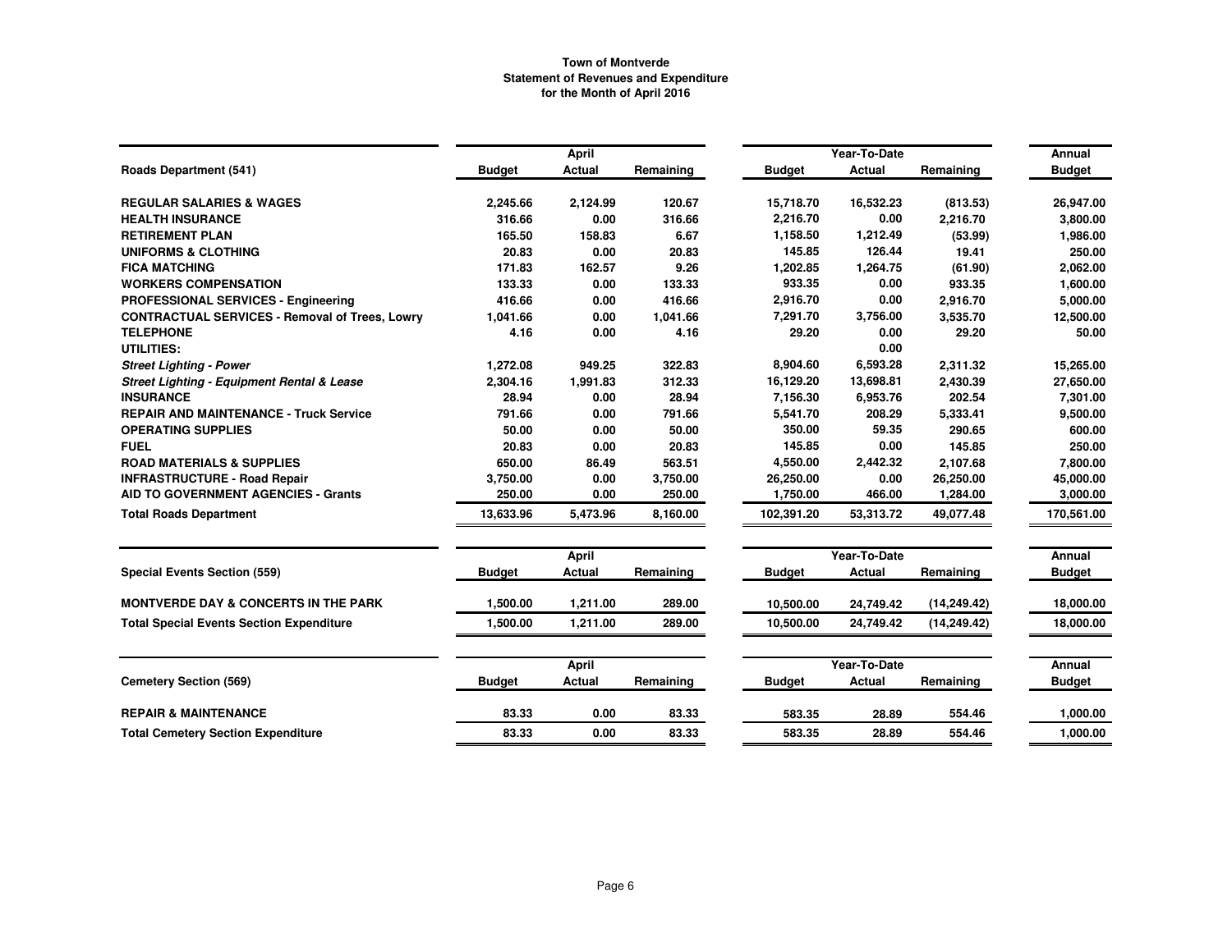**Town of Montverde**
**Statement of Revenues and Expenditure**
**for the Month of April 2016**

| | April | | | Year-To-Date | | | Annual |
|---|---|---|---|---|---|---|---|
| **Roads Department (541)** | **Budget** | **Actual** | **Remaining** | **Budget** | **Actual** | **Remaining** | **Budget** |
| **REGULAR SALARIES & WAGES** | 2,245.66 | 2,124.99 | 120.67 | 15,718.70 | 16,532.23 | (813.53) | 26,947.00 |
| **HEALTH INSURANCE** | 316.66 | 0.00 | 316.66 | 2,216.70 | 0.00 | 2,216.70 | 3,800.00 |
| **RETIREMENT PLAN** | 165.50 | 158.83 | 6.67 | 1,158.50 | 1,212.49 | (53.99) | 1,986.00 |
| **UNIFORMS & CLOTHING** | 20.83 | 0.00 | 20.83 | 145.85 | 126.44 | 19.41 | 250.00 |
| **FICA MATCHING** | 171.83 | 162.57 | 9.26 | 1,202.85 | 1,264.75 | (61.90) | 2,062.00 |
| **WORKERS COMPENSATION** | 133.33 | 0.00 | 133.33 | 933.35 | 0.00 | 933.35 | 1,600.00 |
| **PROFESSIONAL SERVICES - Engineering** | 416.66 | 0.00 | 416.66 | 2,916.70 | 0.00 | 2,916.70 | 5,000.00 |
| **CONTRACTUAL SERVICES - Removal of Trees, Lowry** | 1,041.66 | 0.00 | 1,041.66 | 7,291.70 | 3,756.00 | 3,535.70 | 12,500.00 |
| **TELEPHONE** | 4.16 | 0.00 | 4.16 | 29.20 | 0.00 | 29.20 | 50.00 |
| **UTILITIES:** | | | | | 0.00 | | |
| ***Street Lighting - Power*** | 1,272.08 | 949.25 | 322.83 | 8,904.60 | 6,593.28 | 2,311.32 | 15,265.00 |
| ***Street Lighting - Equipment Rental & Lease*** | 2,304.16 | 1,991.83 | 312.33 | 16,129.20 | 13,698.81 | 2,430.39 | 27,650.00 |
| **INSURANCE** | 28.94 | 0.00 | 28.94 | 7,156.30 | 6,953.76 | 202.54 | 7,301.00 |
| **REPAIR AND MAINTENANCE - Truck Service** | 791.66 | 0.00 | 791.66 | 5,541.70 | 208.29 | 5,333.41 | 9,500.00 |
| **OPERATING SUPPLIES** | 50.00 | 0.00 | 50.00 | 350.00 | 59.35 | 290.65 | 600.00 |
| **FUEL** | 20.83 | 0.00 | 20.83 | 145.85 | 0.00 | 145.85 | 250.00 |
| **ROAD MATERIALS & SUPPLIES** | 650.00 | 86.49 | 563.51 | 4,550.00 | 2,442.32 | 2,107.68 | 7,800.00 |
| **INFRASTRUCTURE - Road Repair** | 3,750.00 | 0.00 | 3,750.00 | 26,250.00 | 0.00 | 26,250.00 | 45,000.00 |
| **AID TO GOVERNMENT AGENCIES - Grants** | 250.00 | 0.00 | 250.00 | 1,750.00 | 466.00 | 1,284.00 | 3,000.00 |
| **Total Roads Department** | 13,633.96 | 5,473.96 | 8,160.00 | 102,391.20 | 53,313.72 | 49,077.48 | 170,561.00 |

| | April | | | Year-To-Date | | | Annual |
|---|---|---|---|---|---|---|---|
| **Special Events Section (559)** | **Budget** | **Actual** | **Remaining** | **Budget** | **Actual** | **Remaining** | **Budget** |
| **MONTVERDE DAY & CONCERTS IN THE PARK** | 1,500.00 | 1,211.00 | 289.00 | 10,500.00 | 24,749.42 | (14,249.42) | 18,000.00 |
| **Total Special Events Section Expenditure** | 1,500.00 | 1,211.00 | 289.00 | 10,500.00 | 24,749.42 | (14,249.42) | 18,000.00 |

| | April | | | Year-To-Date | | | Annual |
|---|---|---|---|---|---|---|---|
| **Cemetery Section (569)** | **Budget** | **Actual** | **Remaining** | **Budget** | **Actual** | **Remaining** | **Budget** |
| **REPAIR & MAINTENANCE** | 83.33 | 0.00 | 83.33 | 583.35 | 28.89 | 554.46 | 1,000.00 |
| **Total Cemetery Section Expenditure** | 83.33 | 0.00 | 83.33 | 583.35 | 28.89 | 554.46 | 1,000.00 |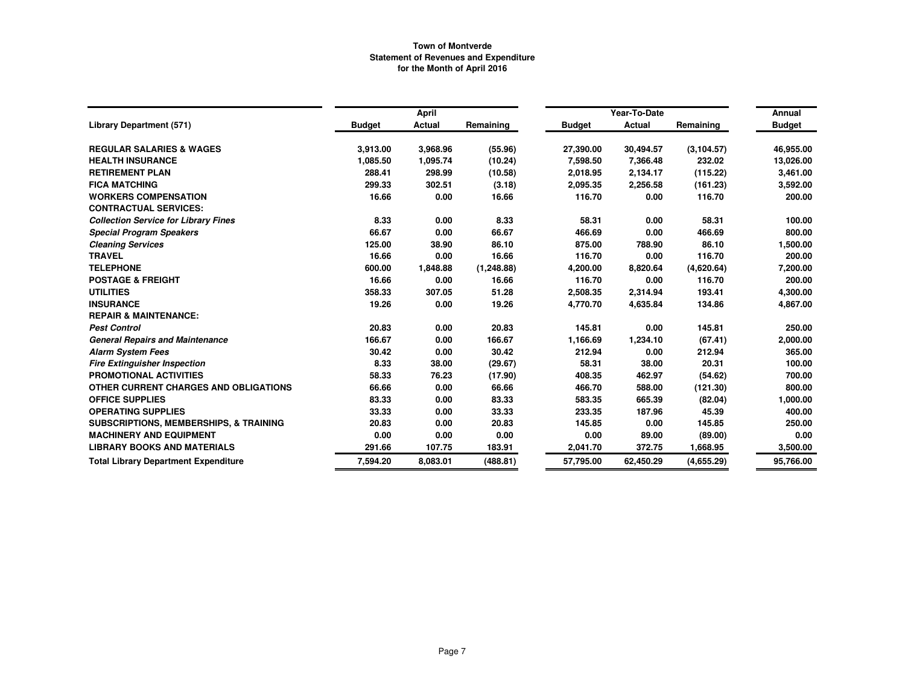**Town of Montverde**
**Statement of Revenues and Expenditure**
**for the Month of April 2016**

| Library Department (571) | April | | | Year-To-Date | | | Annual |
|---|---|---|---|---|---|---|---|
| | Budget | Actual | Remaining | Budget | Actual | Remaining | Budget |
| **REGULAR SALARIES & WAGES** | 3,913.00 | 3,968.96 | (55.96) | 27,390.00 | 30,494.57 | (3,104.57) | 46,955.00 |
| **HEALTH INSURANCE** | 1,085.50 | 1,095.74 | (10.24) | 7,598.50 | 7,366.48 | 232.02 | 13,026.00 |
| **RETIREMENT PLAN** | 288.41 | 298.99 | (10.58) | 2,018.95 | 2,134.17 | (115.22) | 3,461.00 |
| **FICA MATCHING** | 299.33 | 302.51 | (3.18) | 2,095.35 | 2,256.58 | (161.23) | 3,592.00 |
| **WORKERS COMPENSATION** | 16.66 | 0.00 | 16.66 | 116.70 | 0.00 | 116.70 | 200.00 |
| **CONTRACTUAL SERVICES:** | | | | | | | |
| ***Collection Service for Library Fines*** | 8.33 | 0.00 | 8.33 | 58.31 | 0.00 | 58.31 | 100.00 |
| ***Special Program Speakers*** | 66.67 | 0.00 | 66.67 | 466.69 | 0.00 | 466.69 | 800.00 |
| ***Cleaning Services*** | 125.00 | 38.90 | 86.10 | 875.00 | 788.90 | 86.10 | 1,500.00 |
| **TRAVEL** | 16.66 | 0.00 | 16.66 | 116.70 | 0.00 | 116.70 | 200.00 |
| **TELEPHONE** | 600.00 | 1,848.88 | (1,248.88) | 4,200.00 | 8,820.64 | (4,620.64) | 7,200.00 |
| **POSTAGE & FREIGHT** | 16.66 | 0.00 | 16.66 | 116.70 | 0.00 | 116.70 | 200.00 |
| **UTILITIES** | 358.33 | 307.05 | 51.28 | 2,508.35 | 2,314.94 | 193.41 | 4,300.00 |
| **INSURANCE** | 19.26 | 0.00 | 19.26 | 4,770.70 | 4,635.84 | 134.86 | 4,867.00 |
| **REPAIR & MAINTENANCE:** | | | | | | | |
| ***Pest Control*** | 20.83 | 0.00 | 20.83 | 145.81 | 0.00 | 145.81 | 250.00 |
| ***General Repairs and Maintenance*** | 166.67 | 0.00 | 166.67 | 1,166.69 | 1,234.10 | (67.41) | 2,000.00 |
| ***Alarm System Fees*** | 30.42 | 0.00 | 30.42 | 212.94 | 0.00 | 212.94 | 365.00 |
| ***Fire Extinguisher Inspection*** | 8.33 | 38.00 | (29.67) | 58.31 | 38.00 | 20.31 | 100.00 |
| **PROMOTIONAL ACTIVITIES** | 58.33 | 76.23 | (17.90) | 408.35 | 462.97 | (54.62) | 700.00 |
| **OTHER CURRENT CHARGES AND OBLIGATIONS** | 66.66 | 0.00 | 66.66 | 466.70 | 588.00 | (121.30) | 800.00 |
| **OFFICE SUPPLIES** | 83.33 | 0.00 | 83.33 | 583.35 | 665.39 | (82.04) | 1,000.00 |
| **OPERATING SUPPLIES** | 33.33 | 0.00 | 33.33 | 233.35 | 187.96 | 45.39 | 400.00 |
| **SUBSCRIPTIONS, MEMBERSHIPS, & TRAINING** | 20.83 | 0.00 | 20.83 | 145.85 | 0.00 | 145.85 | 250.00 |
| **MACHINERY AND EQUIPMENT** | 0.00 | 0.00 | 0.00 | 0.00 | 89.00 | (89.00) | 0.00 |
| **LIBRARY BOOKS AND MATERIALS** | 291.66 | 107.75 | 183.91 | 2,041.70 | 372.75 | 1,668.95 | 3,500.00 |
| **Total Library Department Expenditure** | 7,594.20 | 8,083.01 | (488.81) | 57,795.00 | 62,450.29 | (4,655.29) | 95,766.00 |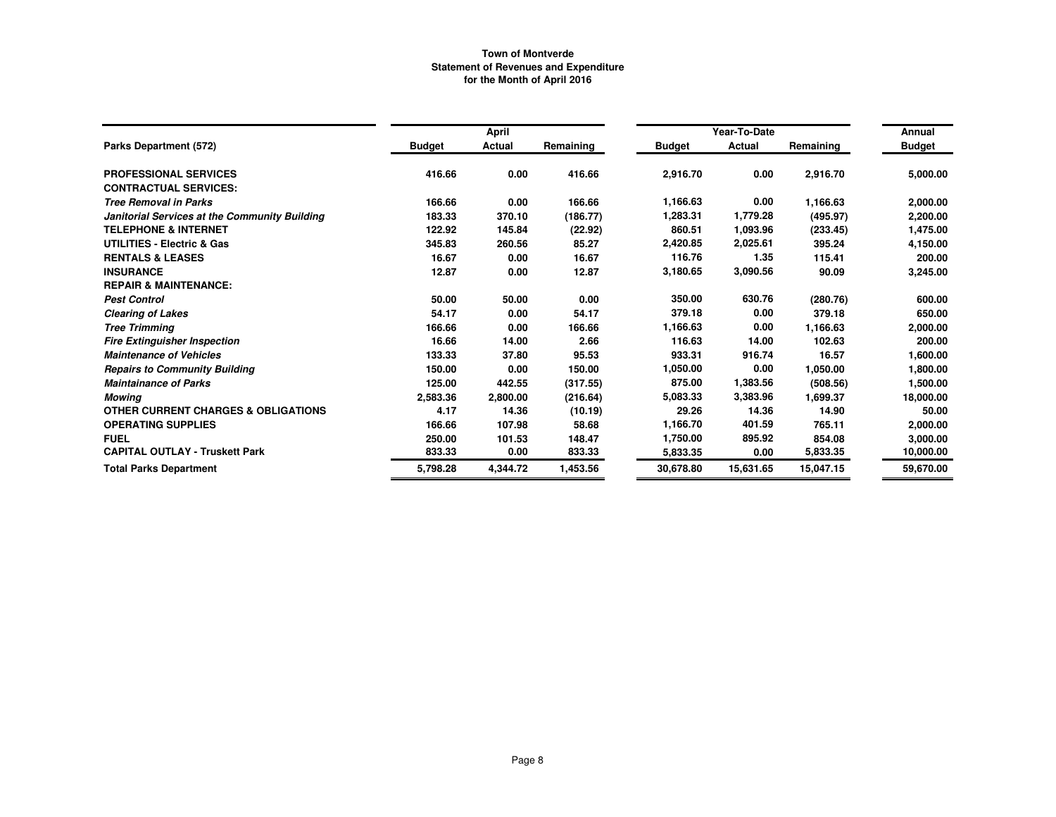**Town of Montverde**
**Statement of Revenues and Expenditure**
**for the Month of April 2016**

| | April | | | Year-To-Date | | | Annual |
|---|---|---|---|---|---|---|---|
| **Parks Department (572)** | **Budget** | **Actual** | **Remaining** | **Budget** | **Actual** | **Remaining** | **Budget** |
| **PROFESSIONAL SERVICES** | 416.66 | 0.00 | 416.66 | 2,916.70 | 0.00 | 2,916.70 | 5,000.00 |
| **CONTRACTUAL SERVICES:** | | | | | | | |
| ***Tree Removal in Parks*** | 166.66 | 0.00 | 166.66 | 1,166.63 | 0.00 | 1,166.63 | 2,000.00 |
| ***Janitorial Services at the Community Building*** | 183.33 | 370.10 | (186.77) | 1,283.31 | 1,779.28 | (495.97) | 2,200.00 |
| **TELEPHONE & INTERNET** | 122.92 | 145.84 | (22.92) | 860.51 | 1,093.96 | (233.45) | 1,475.00 |
| **UTILITIES - Electric & Gas** | 345.83 | 260.56 | 85.27 | 2,420.85 | 2,025.61 | 395.24 | 4,150.00 |
| **RENTALS & LEASES** | 16.67 | 0.00 | 16.67 | 116.76 | 1.35 | 115.41 | 200.00 |
| **INSURANCE** | 12.87 | 0.00 | 12.87 | 3,180.65 | 3,090.56 | 90.09 | 3,245.00 |
| **REPAIR & MAINTENANCE:** | | | | | | | |
| ***Pest Control*** | 50.00 | 50.00 | 0.00 | 350.00 | 630.76 | (280.76) | 600.00 |
| ***Clearing of Lakes*** | 54.17 | 0.00 | 54.17 | 379.18 | 0.00 | 379.18 | 650.00 |
| ***Tree Trimming*** | 166.66 | 0.00 | 166.66 | 1,166.63 | 0.00 | 1,166.63 | 2,000.00 |
| ***Fire Extinguisher Inspection*** | 16.66 | 14.00 | 2.66 | 116.63 | 14.00 | 102.63 | 200.00 |
| ***Maintenance of Vehicles*** | 133.33 | 37.80 | 95.53 | 933.31 | 916.74 | 16.57 | 1,600.00 |
| ***Repairs to Community Building*** | 150.00 | 0.00 | 150.00 | 1,050.00 | 0.00 | 1,050.00 | 1,800.00 |
| ***Maintainance of Parks*** | 125.00 | 442.55 | (317.55) | 875.00 | 1,383.56 | (508.56) | 1,500.00 |
| ***Mowing*** | 2,583.36 | 2,800.00 | (216.64) | 5,083.33 | 3,383.96 | 1,699.37 | 18,000.00 |
| **OTHER CURRENT CHARGES & OBLIGATIONS** | 4.17 | 14.36 | (10.19) | 29.26 | 14.36 | 14.90 | 50.00 |
| **OPERATING SUPPLIES** | 166.66 | 107.98 | 58.68 | 1,166.70 | 401.59 | 765.11 | 2,000.00 |
| **FUEL** | 250.00 | 101.53 | 148.47 | 1,750.00 | 895.92 | 854.08 | 3,000.00 |
| **CAPITAL OUTLAY - Truskett Park** | 833.33 | 0.00 | 833.33 | 5,833.35 | 0.00 | 5,833.35 | 10,000.00 |
| **Total Parks Department** | 5,798.28 | 4,344.72 | 1,453.56 | 30,678.80 | 15,631.65 | 15,047.15 | 59,670.00 |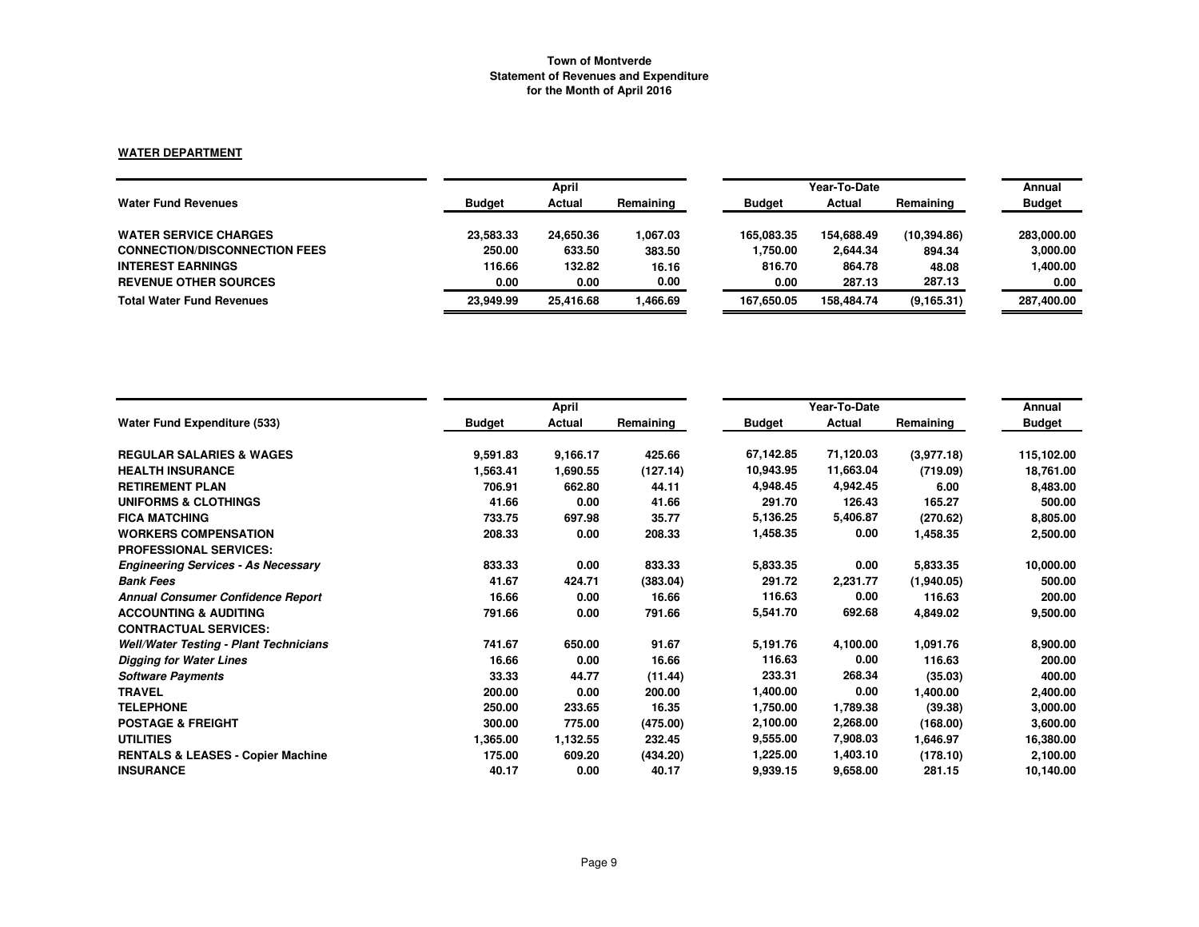**Town of Montverde**
**Statement of Revenues and Expenditure**
**for the Month of April 2016**

**WATER DEPARTMENT**

| Water Fund Revenues | April Budget | April Actual | April Remaining | Year-To-Date Budget | Year-To-Date Actual | Year-To-Date Remaining | Annual Budget |
|---|---|---|---|---|---|---|---|
| **WATER SERVICE CHARGES** | 23,583.33 | 24,650.36 | 1,067.03 | 165,083.35 | 154,688.49 | (10,394.86) | 283,000.00 |
| **CONNECTION/DISCONNECTION FEES** | 250.00 | 633.50 | 383.50 | 1,750.00 | 2,644.34 | 894.34 | 3,000.00 |
| **INTEREST EARNINGS** | 116.66 | 132.82 | 16.16 | 816.70 | 864.78 | 48.08 | 1,400.00 |
| **REVENUE OTHER SOURCES** | 0.00 | 0.00 | 0.00 | 0.00 | 287.13 | 287.13 | 0.00 |
| **Total Water Fund Revenues** | 23,949.99 | 25,416.68 | 1,466.69 | 167,650.05 | 158,484.74 | (9,165.31) | 287,400.00 |

| Water Fund Expenditure (533) | April Budget | April Actual | April Remaining | Year-To-Date Budget | Year-To-Date Actual | Year-To-Date Remaining | Annual Budget |
|---|---|---|---|---|---|---|---|
| **REGULAR SALARIES & WAGES** | 9,591.83 | 9,166.17 | 425.66 | 67,142.85 | 71,120.03 | (3,977.18) | 115,102.00 |
| **HEALTH INSURANCE** | 1,563.41 | 1,690.55 | (127.14) | 10,943.95 | 11,663.04 | (719.09) | 18,761.00 |
| **RETIREMENT PLAN** | 706.91 | 662.80 | 44.11 | 4,948.45 | 4,942.45 | 6.00 | 8,483.00 |
| **UNIFORMS & CLOTHINGS** | 41.66 | 0.00 | 41.66 | 291.70 | 126.43 | 165.27 | 500.00 |
| **FICA MATCHING** | 733.75 | 697.98 | 35.77 | 5,136.25 | 5,406.87 | (270.62) | 8,805.00 |
| **WORKERS COMPENSATION** | 208.33 | 0.00 | 208.33 | 1,458.35 | 0.00 | 1,458.35 | 2,500.00 |
| **PROFESSIONAL SERVICES:** | | | | | | | |
| ***Engineering Services - As Necessary*** | 833.33 | 0.00 | 833.33 | 5,833.35 | 0.00 | 5,833.35 | 10,000.00 |
| ***Bank Fees*** | 41.67 | 424.71 | (383.04) | 291.72 | 2,231.77 | (1,940.05) | 500.00 |
| ***Annual Consumer Confidence Report*** | 16.66 | 0.00 | 16.66 | 116.63 | 0.00 | 116.63 | 200.00 |
| **ACCOUNTING & AUDITING** | 791.66 | 0.00 | 791.66 | 5,541.70 | 692.68 | 4,849.02 | 9,500.00 |
| **CONTRACTUAL SERVICES:** | | | | | | | |
| ***Well/Water Testing - Plant Technicians*** | 741.67 | 650.00 | 91.67 | 5,191.76 | 4,100.00 | 1,091.76 | 8,900.00 |
| ***Digging for Water Lines*** | 16.66 | 0.00 | 16.66 | 116.63 | 0.00 | 116.63 | 200.00 |
| ***Software Payments*** | 33.33 | 44.77 | (11.44) | 233.31 | 268.34 | (35.03) | 400.00 |
| **TRAVEL** | 200.00 | 0.00 | 200.00 | 1,400.00 | 0.00 | 1,400.00 | 2,400.00 |
| **TELEPHONE** | 250.00 | 233.65 | 16.35 | 1,750.00 | 1,789.38 | (39.38) | 3,000.00 |
| **POSTAGE & FREIGHT** | 300.00 | 775.00 | (475.00) | 2,100.00 | 2,268.00 | (168.00) | 3,600.00 |
| **UTILITIES** | 1,365.00 | 1,132.55 | 232.45 | 9,555.00 | 7,908.03 | 1,646.97 | 16,380.00 |
| **RENTALS & LEASES - Copier Machine** | 175.00 | 609.20 | (434.20) | 1,225.00 | 1,403.10 | (178.10) | 2,100.00 |
| **INSURANCE** | 40.17 | 0.00 | 40.17 | 9,939.15 | 9,658.00 | 281.15 | 10,140.00 |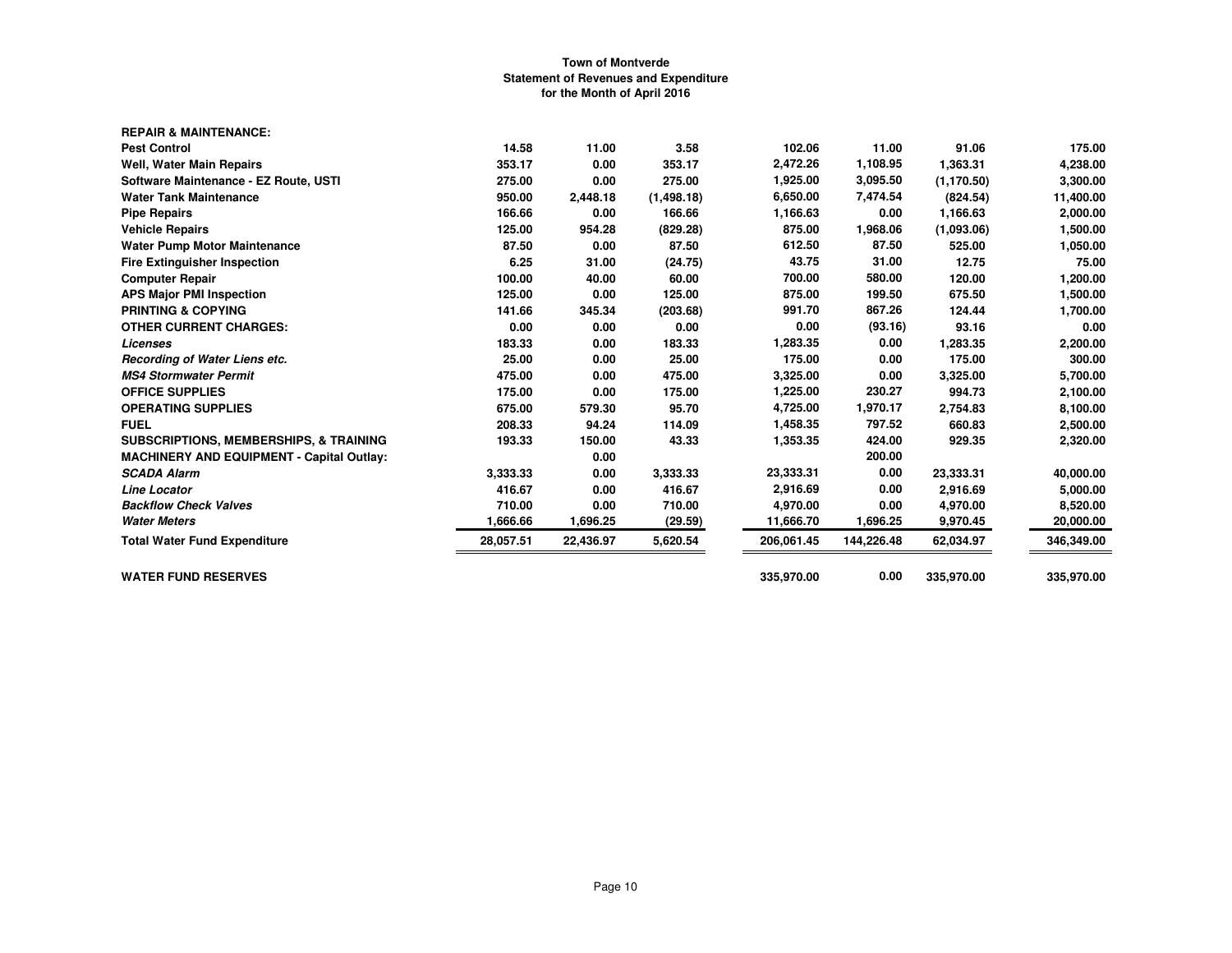**Town of Montverde**
**Statement of Revenues and Expenditure**
**for the Month of April 2016**

| | | | | | | | |
|---|---|---|---|---|---|---|---|
| **REPAIR & MAINTENANCE:** | | | | | | | |
| **Pest Control** | 14.58 | 11.00 | 3.58 | 102.06 | 11.00 | 91.06 | 175.00 |
| **Well, Water Main Repairs** | 353.17 | 0.00 | 353.17 | 2,472.26 | 1,108.95 | 1,363.31 | 4,238.00 |
| **Software Maintenance - EZ Route, USTI** | 275.00 | 0.00 | 275.00 | 1,925.00 | 3,095.50 | (1,170.50) | 3,300.00 |
| **Water Tank Maintenance** | 950.00 | 2,448.18 | (1,498.18) | 6,650.00 | 7,474.54 | (824.54) | 11,400.00 |
| **Pipe Repairs** | 166.66 | 0.00 | 166.66 | 1,166.63 | 0.00 | 1,166.63 | 2,000.00 |
| **Vehicle Repairs** | 125.00 | 954.28 | (829.28) | 875.00 | 1,968.06 | (1,093.06) | 1,500.00 |
| **Water Pump Motor Maintenance** | 87.50 | 0.00 | 87.50 | 612.50 | 87.50 | 525.00 | 1,050.00 |
| **Fire Extinguisher Inspection** | 6.25 | 31.00 | (24.75) | 43.75 | 31.00 | 12.75 | 75.00 |
| **Computer Repair** | 100.00 | 40.00 | 60.00 | 700.00 | 580.00 | 120.00 | 1,200.00 |
| **APS Major PMI Inspection** | 125.00 | 0.00 | 125.00 | 875.00 | 199.50 | 675.50 | 1,500.00 |
| **PRINTING & COPYING** | 141.66 | 345.34 | (203.68) | 991.70 | 867.26 | 124.44 | 1,700.00 |
| **OTHER CURRENT CHARGES:** | 0.00 | 0.00 | 0.00 | 0.00 | (93.16) | 93.16 | 0.00 |
| ***Licenses*** | 183.33 | 0.00 | 183.33 | 1,283.35 | 0.00 | 1,283.35 | 2,200.00 |
| ***Recording of Water Liens etc.*** | 25.00 | 0.00 | 25.00 | 175.00 | 0.00 | 175.00 | 300.00 |
| ***MS4 Stormwater Permit*** | 475.00 | 0.00 | 475.00 | 3,325.00 | 0.00 | 3,325.00 | 5,700.00 |
| **OFFICE SUPPLIES** | 175.00 | 0.00 | 175.00 | 1,225.00 | 230.27 | 994.73 | 2,100.00 |
| **OPERATING SUPPLIES** | 675.00 | 579.30 | 95.70 | 4,725.00 | 1,970.17 | 2,754.83 | 8,100.00 |
| **FUEL** | 208.33 | 94.24 | 114.09 | 1,458.35 | 797.52 | 660.83 | 2,500.00 |
| **SUBSCRIPTIONS, MEMBERSHIPS, & TRAINING** | 193.33 | 150.00 | 43.33 | 1,353.35 | 424.00 | 929.35 | 2,320.00 |
| **MACHINERY AND EQUIPMENT - Capital Outlay:** | | 0.00 | | | 200.00 | | |
| ***SCADA Alarm*** | 3,333.33 | 0.00 | 3,333.33 | 23,333.31 | 0.00 | 23,333.31 | 40,000.00 |
| ***Line Locator*** | 416.67 | 0.00 | 416.67 | 2,916.69 | 0.00 | 2,916.69 | 5,000.00 |
| ***Backflow Check Valves*** | 710.00 | 0.00 | 710.00 | 4,970.00 | 0.00 | 4,970.00 | 8,520.00 |
| ***Water Meters*** | 1,666.66 | 1,696.25 | (29.59) | 11,666.70 | 1,696.25 | 9,970.45 | 20,000.00 |
| **Total Water Fund Expenditure** | 28,057.51 | 22,436.97 | 5,620.54 | 206,061.45 | 144,226.48 | 62,034.97 | 346,349.00 |
| | | | | | | | |
| **WATER FUND RESERVES** | | | | 335,970.00 | 0.00 | 335,970.00 | 335,970.00 |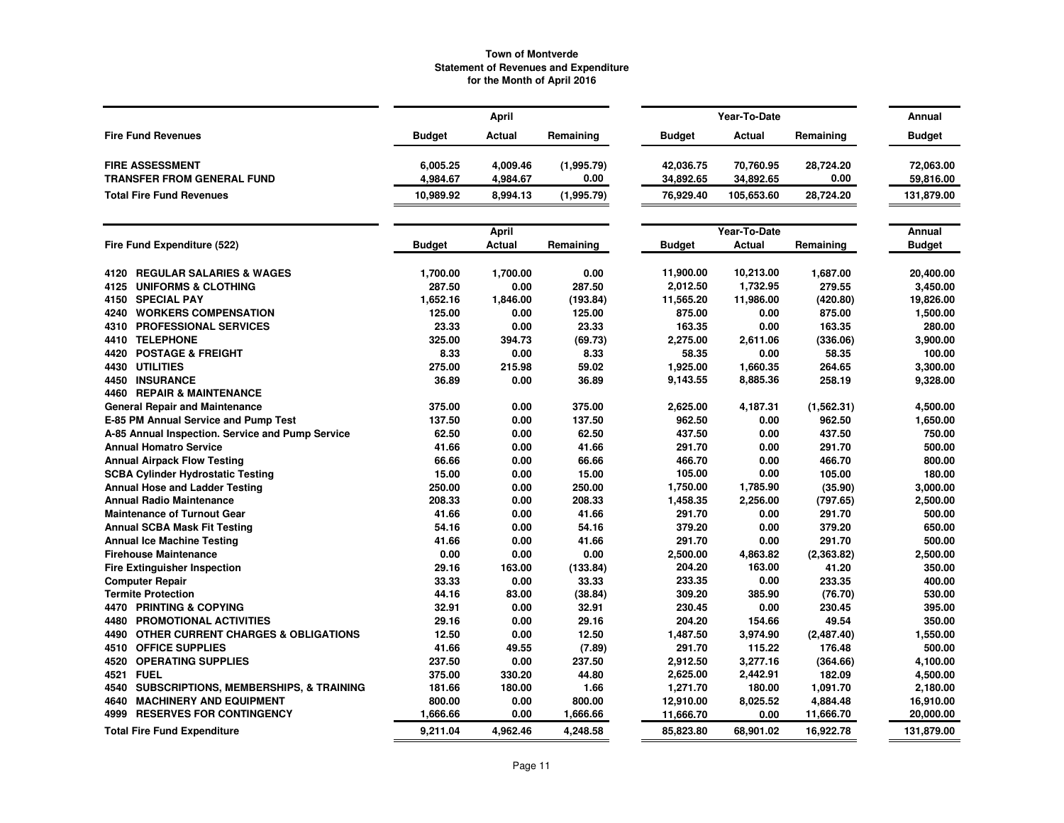# Town of Montverde
## Statement of Revenues and Expenditure
### for the Month of April 2016

| Fire Fund Revenues | April Budget | April Actual | April Remaining | Year-To-Date Budget | Year-To-Date Actual | Year-To-Date Remaining | Annual Budget |
|---|---|---|---|---|---|---|---|
| FIRE ASSESSMENT | 6,005.25 | 4,009.46 | (1,995.79) | 42,036.75 | 70,760.95 | 28,724.20 | 72,063.00 |
| TRANSFER FROM GENERAL FUND | 4,984.67 | 4,984.67 | 0.00 | 34,892.65 | 34,892.65 | 0.00 | 59,816.00 |
| **Total Fire Fund Revenues** | 10,989.92 | 8,994.13 | (1,995.79) | 76,929.40 | 105,653.60 | 28,724.20 | 131,879.00 |

| Fire Fund Expenditure (522) | April Budget | April Actual | April Remaining | Year-To-Date Budget | Year-To-Date Actual | Year-To-Date Remaining | Annual Budget |
|---|---|---|---|---|---|---|---|
| 4120 REGULAR SALARIES & WAGES | 1,700.00 | 1,700.00 | 0.00 | 11,900.00 | 10,213.00 | 1,687.00 | 20,400.00 |
| 4125 UNIFORMS & CLOTHING | 287.50 | 0.00 | 287.50 | 2,012.50 | 1,732.95 | 279.55 | 3,450.00 |
| 4150 SPECIAL PAY | 1,652.16 | 1,846.00 | (193.84) | 11,565.20 | 11,986.00 | (420.80) | 19,826.00 |
| 4240 WORKERS COMPENSATION | 125.00 | 0.00 | 125.00 | 875.00 | 0.00 | 875.00 | 1,500.00 |
| 4310 PROFESSIONAL SERVICES | 23.33 | 0.00 | 23.33 | 163.35 | 0.00 | 163.35 | 280.00 |
| 4410 TELEPHONE | 325.00 | 394.73 | (69.73) | 2,275.00 | 2,611.06 | (336.06) | 3,900.00 |
| 4420 POSTAGE & FREIGHT | 8.33 | 0.00 | 8.33 | 58.35 | 0.00 | 58.35 | 100.00 |
| 4430 UTILITIES | 275.00 | 215.98 | 59.02 | 1,925.00 | 1,660.35 | 264.65 | 3,300.00 |
| 4450 INSURANCE | 36.89 | 0.00 | 36.89 | 9,143.55 | 8,885.36 | 258.19 | 9,328.00 |
| 4460 REPAIR & MAINTENANCE | | | | | | | |
| General Repair and Maintenance | 375.00 | 0.00 | 375.00 | 2,625.00 | 4,187.31 | (1,562.31) | 4,500.00 |
| E-85 PM Annual Service and Pump Test | 137.50 | 0.00 | 137.50 | 962.50 | 0.00 | 962.50 | 1,650.00 |
| A-85 Annual Inspection. Service and Pump Service | 62.50 | 0.00 | 62.50 | 437.50 | 0.00 | 437.50 | 750.00 |
| Annual Homatro Service | 41.66 | 0.00 | 41.66 | 291.70 | 0.00 | 291.70 | 500.00 |
| Annual Airpack Flow Testing | 66.66 | 0.00 | 66.66 | 466.70 | 0.00 | 466.70 | 800.00 |
| SCBA Cylinder Hydrostatic Testing | 15.00 | 0.00 | 15.00 | 105.00 | 0.00 | 105.00 | 180.00 |
| Annual Hose and Ladder Testing | 250.00 | 0.00 | 250.00 | 1,750.00 | 1,785.90 | (35.90) | 3,000.00 |
| Annual Radio Maintenance | 208.33 | 0.00 | 208.33 | 1,458.35 | 2,256.00 | (797.65) | 2,500.00 |
| Maintenance of Turnout Gear | 41.66 | 0.00 | 41.66 | 291.70 | 0.00 | 291.70 | 500.00 |
| Annual SCBA Mask Fit Testing | 54.16 | 0.00 | 54.16 | 379.20 | 0.00 | 379.20 | 650.00 |
| Annual Ice Machine Testing | 41.66 | 0.00 | 41.66 | 291.70 | 0.00 | 291.70 | 500.00 |
| Firehouse Maintenance | 0.00 | 0.00 | 0.00 | 2,500.00 | 4,863.82 | (2,363.82) | 2,500.00 |
| Fire Extinguisher Inspection | 29.16 | 163.00 | (133.84) | 204.20 | 163.00 | 41.20 | 350.00 |
| Computer Repair | 33.33 | 0.00 | 33.33 | 233.35 | 0.00 | 233.35 | 400.00 |
| Termite Protection | 44.16 | 83.00 | (38.84) | 309.20 | 385.90 | (76.70) | 530.00 |
| 4470 PRINTING & COPYING | 32.91 | 0.00 | 32.91 | 230.45 | 0.00 | 230.45 | 395.00 |
| 4480 PROMOTIONAL ACTIVITIES | 29.16 | 0.00 | 29.16 | 204.20 | 154.66 | 49.54 | 350.00 |
| 4490 OTHER CURRENT CHARGES & OBLIGATIONS | 12.50 | 0.00 | 12.50 | 1,487.50 | 3,974.90 | (2,487.40) | 1,550.00 |
| 4510 OFFICE SUPPLIES | 41.66 | 49.55 | (7.89) | 291.70 | 115.22 | 176.48 | 500.00 |
| 4520 OPERATING SUPPLIES | 237.50 | 0.00 | 237.50 | 2,912.50 | 3,277.16 | (364.66) | 4,100.00 |
| 4521 FUEL | 375.00 | 330.20 | 44.80 | 2,625.00 | 2,442.91 | 182.09 | 4,500.00 |
| 4540 SUBSCRIPTIONS, MEMBERSHIPS, & TRAINING | 181.66 | 180.00 | 1.66 | 1,271.70 | 180.00 | 1,091.70 | 2,180.00 |
| 4640 MACHINERY AND EQUIPMENT | 800.00 | 0.00 | 800.00 | 12,910.00 | 8,025.52 | 4,884.48 | 16,910.00 |
| 4999 RESERVES FOR CONTINGENCY | 1,666.66 | 0.00 | 1,666.66 | 11,666.70 | 0.00 | 11,666.70 | 20,000.00 |
| **Total Fire Fund Expenditure** | 9,211.04 | 4,962.46 | 4,248.58 | 85,823.80 | 68,901.02 | 16,922.78 | 131,879.00 |